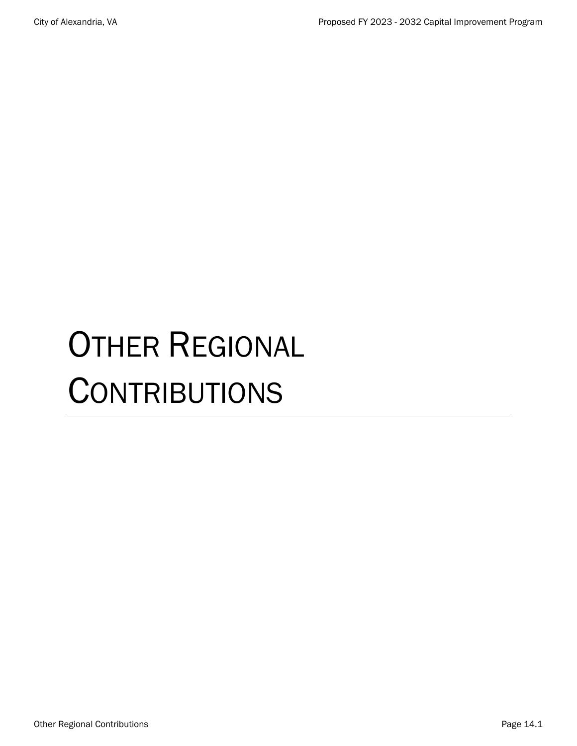# Other Regional Contributions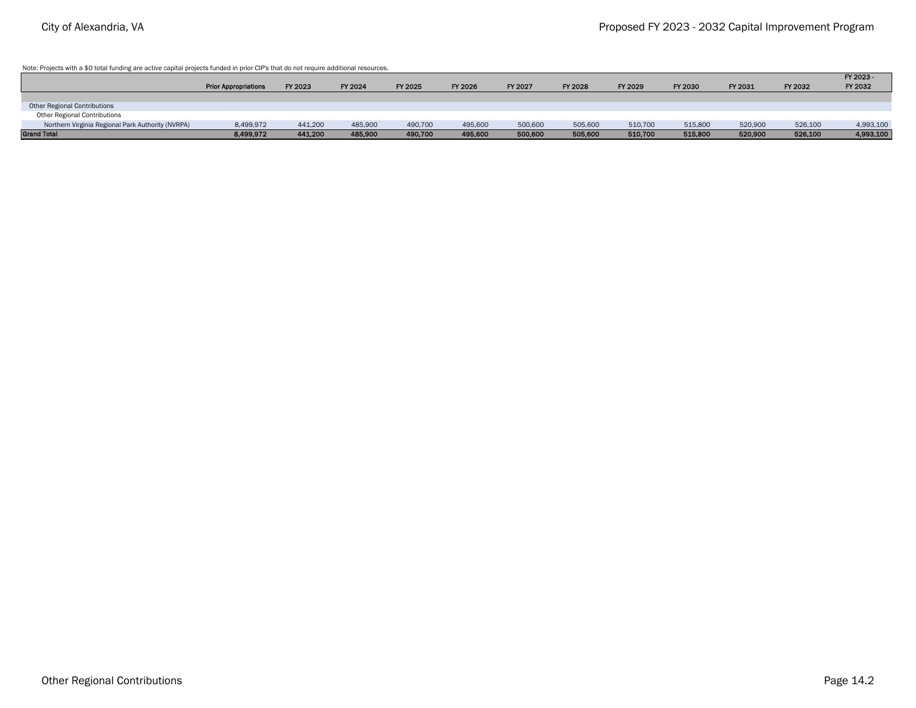Note: Projects with a $0 total funding are active capital projects funded in prior CIP's that do not require additional resources.

| | Prior Appropriations | FY 2023 | FY 2024 | FY 2025 | FY 2026 | FY 2027 | FY 2028 | FY 2029 | FY 2030 | FY 2031 | FY 2032 | FY 2023 - FY 2032 |
|---|---|---|---|---|---|---|---|---|---|---|---|---|
| Other Regional Contributions | | | | | | | | | | | | |
| Other Regional Contributions | | | | | | | | | | | | |
| Northern Virginia Regional Park Authority (NVRPA) | 8,499,972 | 441,200 | 485,900 | 490,700 | 495,600 | 500,600 | 505,600 | 510,700 | 515,800 | 520,900 | 526,100 | 4,993,100 |
| **Grand Total** | **8,499,972** | **441,200** | **485,900** | **490,700** | **495,600** | **500,600** | **505,600** | **510,700** | **515,800** | **520,900** | **526,100** | **4,993,100** |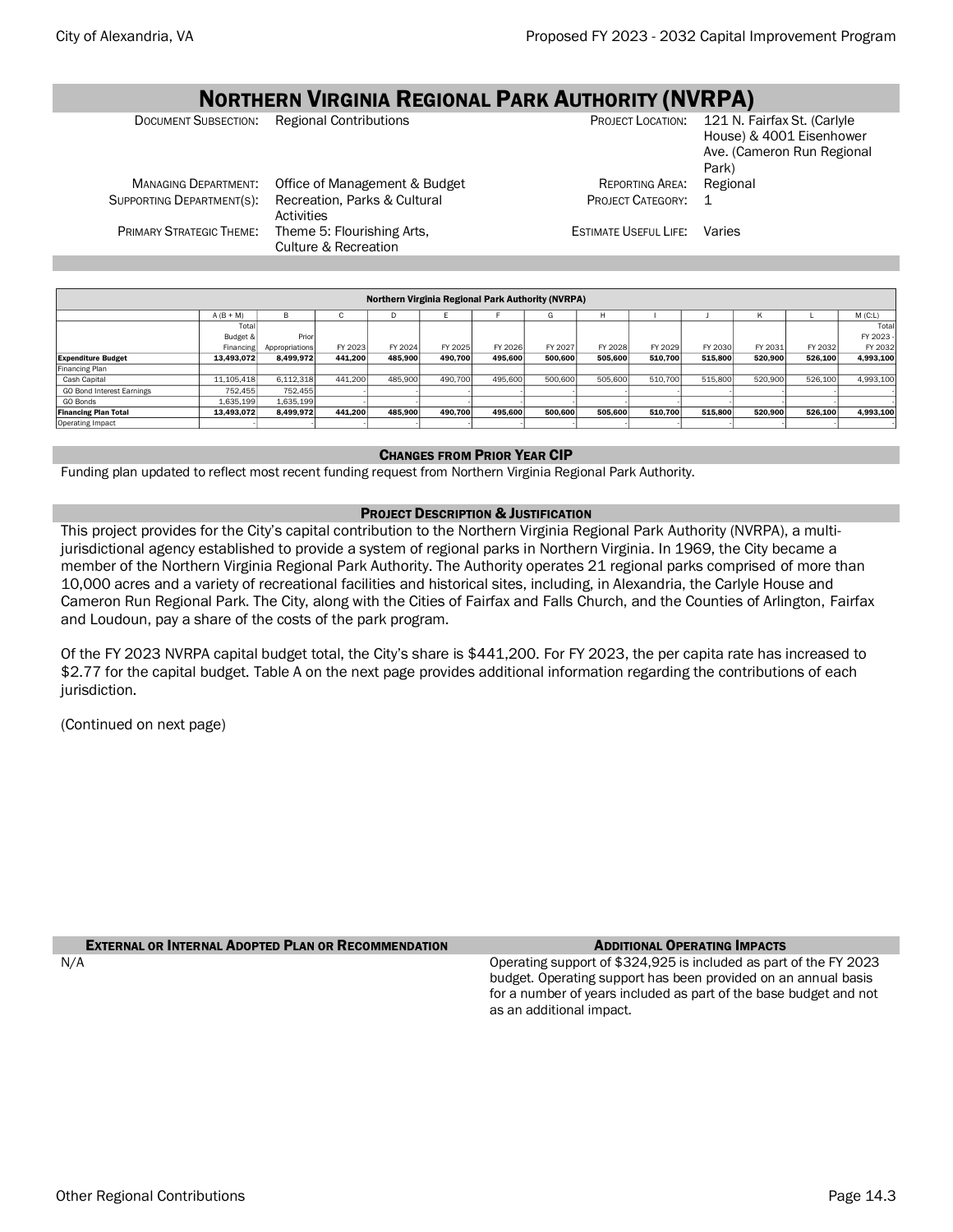# Northern Virginia Regional Park Authority (NVRPA)

| | | | |
|---|---|---|---|
| Document Subsection: | Regional Contributions | Project Location: | 121 N. Fairfax St. (Carlyle House) & 4001 Eisenhower Ave. (Cameron Run Regional Park) |
| Managing Department: | Office of Management & Budget | Reporting Area: | Regional |
| Supporting Department(s): | Recreation, Parks & Cultural Activities | Project Category: | 1 |
| Primary Strategic Theme: | Theme 5: Flourishing Arts, Culture & Recreation | Estimate Useful Life: | Varies |

**Northern Virginia Regional Park Authority (NVRPA)**

| | A (B + M) | B | C | D | E | F | G | H | I | J | K | L | M (C:L) |
|---|---|---|---|---|---|---|---|---|---|---|---|---|---|
| | Total Budget & Financing | Prior Appropriations | FY 2023 | FY 2024 | FY 2025 | FY 2026 | FY 2027 | FY 2028 | FY 2029 | FY 2030 | FY 2031 | FY 2032 | Total FY 2023 - FY 2032 |
| **Expenditure Budget** | **13,493,072** | **8,499,972** | **441,200** | **485,900** | **490,700** | **495,600** | **500,600** | **505,600** | **510,700** | **515,800** | **520,900** | **526,100** | **4,993,100** |
| Financing Plan | | | | | | | | | | | | | |
| Cash Capital | 11,105,418 | 6,112,318 | 441,200 | 485,900 | 490,700 | 495,600 | 500,600 | 505,600 | 510,700 | 515,800 | 520,900 | 526,100 | 4,993,100 |
| GO Bond Interest Earnings | 752,455 | 752,455 | - | - | - | - | - | - | - | - | - | - | - |
| GO Bonds | 1,635,199 | 1,635,199 | - | - | - | - | - | - | - | - | - | - | - |
| **Financing Plan Total** | **13,493,072** | **8,499,972** | **441,200** | **485,900** | **490,700** | **495,600** | **500,600** | **505,600** | **510,700** | **515,800** | **520,900** | **526,100** | **4,993,100** |
| Operating Impact | - | - | - | - | - | - | - | - | - | - | - | - | - |

## Changes from Prior Year CIP

Funding plan updated to reflect most recent funding request from Northern Virginia Regional Park Authority.

## Project Description & Justification

This project provides for the City's capital contribution to the Northern Virginia Regional Park Authority (NVRPA), a multi-jurisdictional agency established to provide a system of regional parks in Northern Virginia. In 1969, the City became a member of the Northern Virginia Regional Park Authority. The Authority operates 21 regional parks comprised of more than 10,000 acres and a variety of recreational facilities and historical sites, including, in Alexandria, the Carlyle House and Cameron Run Regional Park. The City, along with the Cities of Fairfax and Falls Church, and the Counties of Arlington, Fairfax and Loudoun, pay a share of the costs of the park program.

Of the FY 2023 NVRPA capital budget total, the City's share is $441,200. For FY 2023, the per capita rate has increased to $2.77 for the capital budget. Table A on the next page provides additional information regarding the contributions of each jurisdiction.

(Continued on next page)

## External or Internal Adopted Plan or Recommendation

N/A

## Additional Operating Impacts

Operating support of $324,925 is included as part of the FY 2023 budget. Operating support has been provided on an annual basis for a number of years included as part of the base budget and not as an additional impact.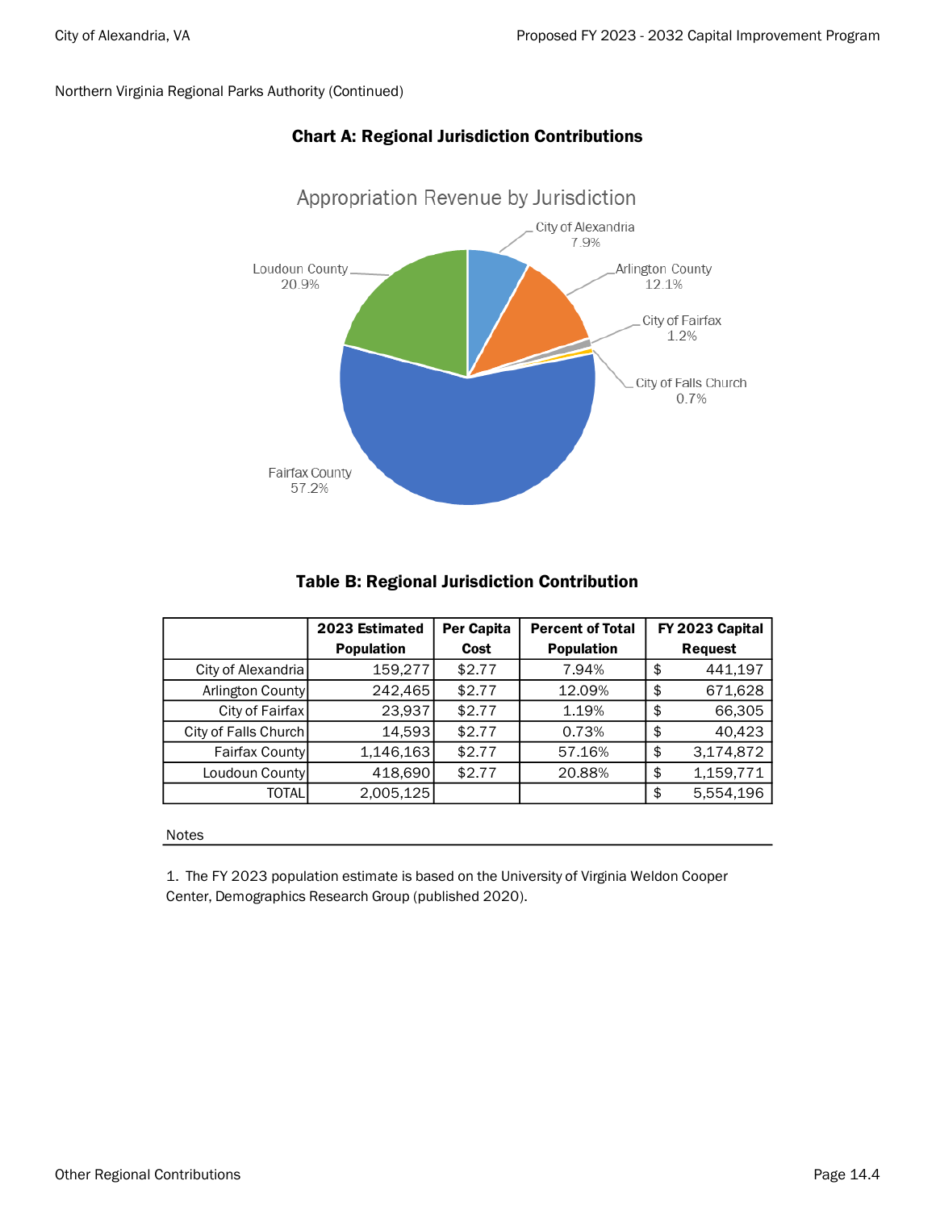Northern Virginia Regional Parks Authority (Continued)

**Chart A: Regional Jurisdiction Contributions**

Appropriation Revenue by Jurisdiction

City of Alexandria 7.9%
Arlington County 12.1%
City of Fairfax 1.2%
City of Falls Church 0.7%
Fairfax County 57.2%
Loudoun County 20.9%

**Table B: Regional Jurisdiction Contribution**

| | 2023 Estimated Population | Per Capita Cost | Percent of Total Population | FY 2023 Capital Request |
|---|---|---|---|---|
| City of Alexandria | 159,277 | $2.77 | 7.94% | $ 441,197 |
| Arlington County | 242,465 | $2.77 | 12.09% | $ 671,628 |
| City of Fairfax | 23,937 | $2.77 | 1.19% | $ 66,305 |
| City of Falls Church | 14,593 | $2.77 | 0.73% | $ 40,423 |
| Fairfax County | 1,146,163 | $2.77 | 57.16% | $ 3,174,872 |
| Loudoun County | 418,690 | $2.77 | 20.88% | $ 1,159,771 |
| TOTAL | 2,005,125 | | | $ 5,554,196 |

Notes

1. The FY 2023 population estimate is based on the University of Virginia Weldon Cooper Center, Demographics Research Group (published 2020).